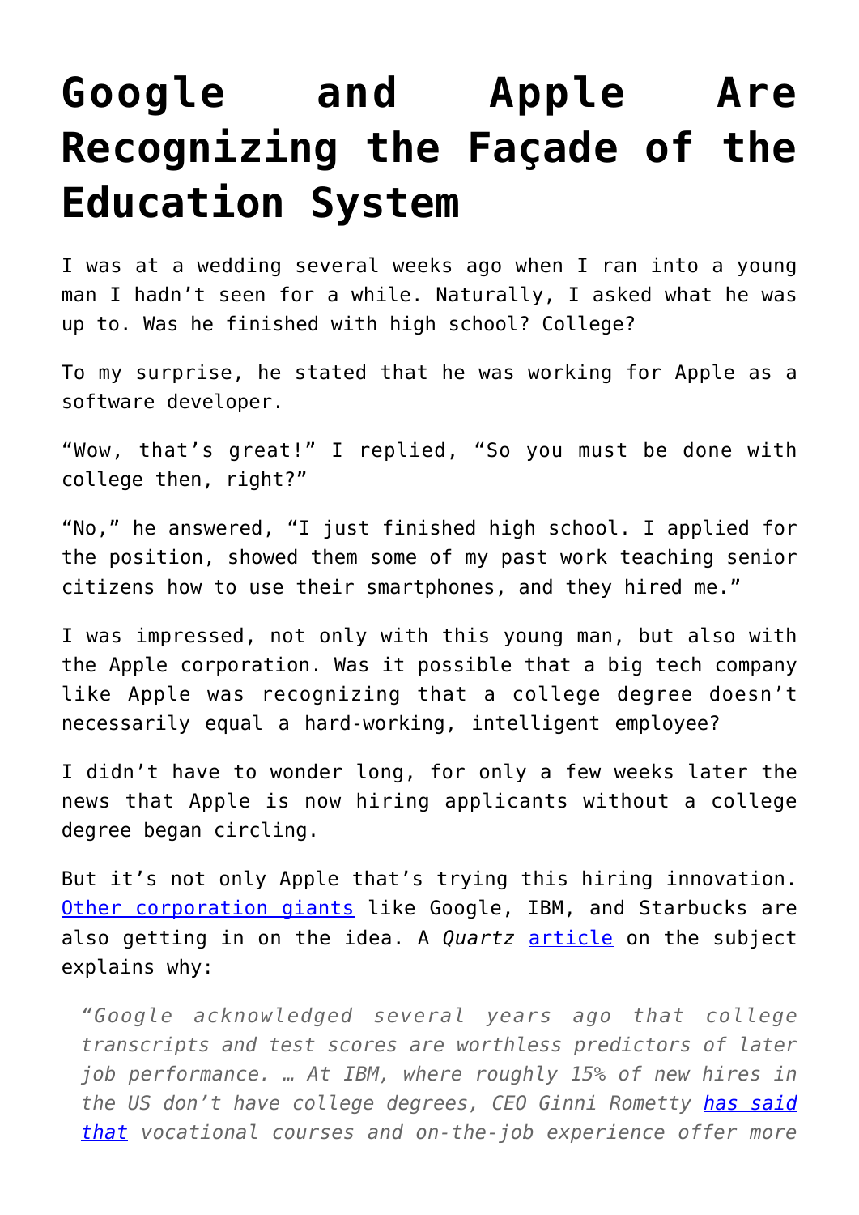# Google and Apple Are Recognizing the Façade of the Education System

I was at a wedding several weeks ago when I ran into a young man I hadn't seen for a while. Naturally, I asked what he was up to. Was he finished with high school? College?

To my surprise, he stated that he was working for Apple as a software developer.

"Wow, that's great!" I replied, "So you must be done with college then, right?"

"No," he answered, "I just finished high school. I applied for the position, showed them some of my past work teaching senior citizens how to use their smartphones, and they hired me."

I was impressed, not only with this young man, but also with the Apple corporation. Was it possible that a big tech company like Apple was recognizing that a college degree doesn't necessarily equal a hard-working, intelligent employee?

I didn't have to wonder long, for only a few weeks later the news that Apple is now hiring applicants without a college degree began circling.

But it's not only Apple that's trying this hiring innovation. [Other corporation giants]() like Google, IBM, and Starbucks are also getting in on the idea. A *Quartz* [article]() on the subject explains why:

> *"Google acknowledged several years ago that college transcripts and test scores are worthless predictors of later job performance. … At IBM, where roughly 15% of new hires in the US don't have college degrees, CEO Ginni Rometty [has said that]() vocational courses and on-the-job experience offer more*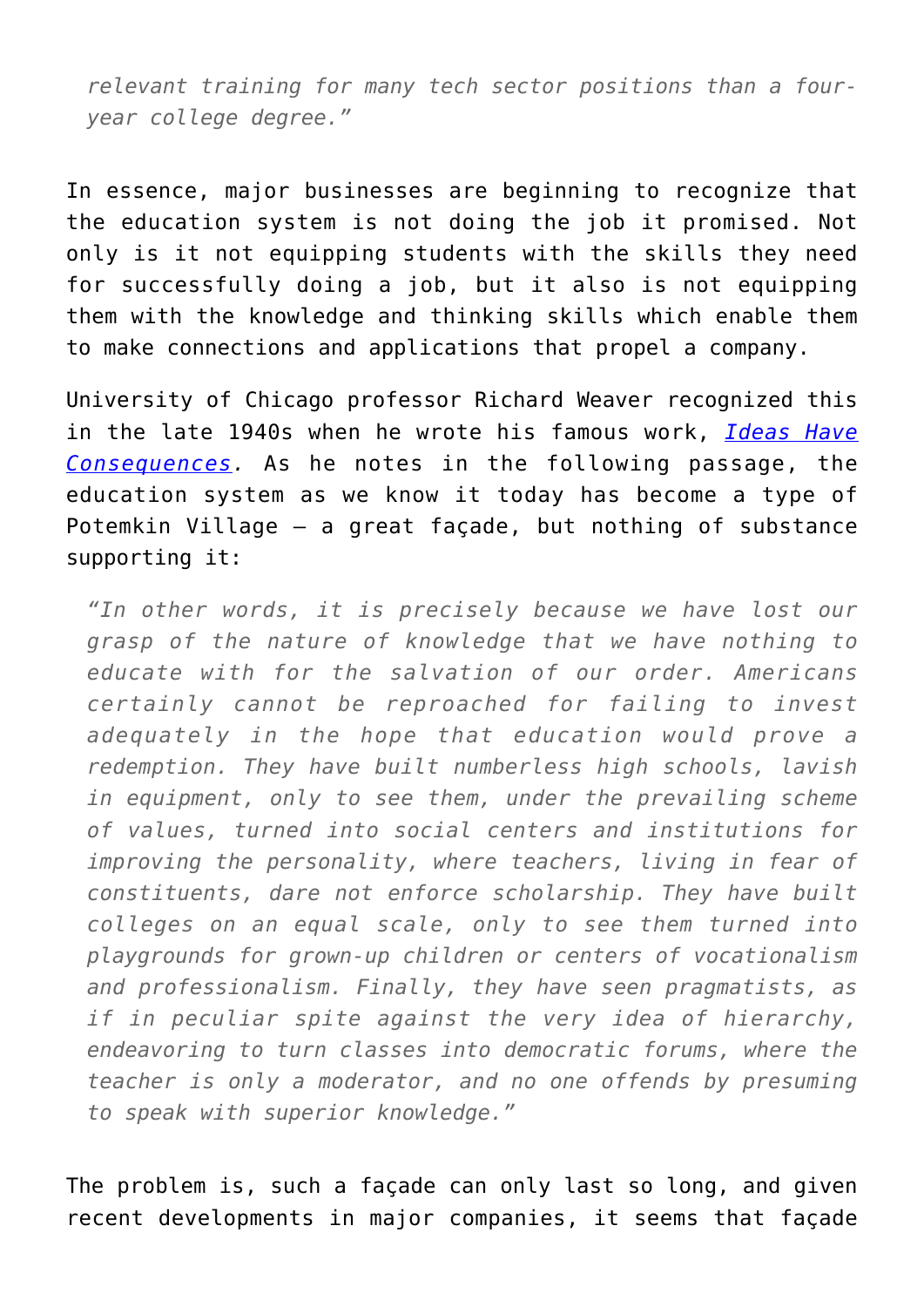> *relevant training for many tech sector positions than a four-year college degree."*

In essence, major businesses are beginning to recognize that the education system is not doing the job it promised. Not only is it not equipping students with the skills they need for successfully doing a job, but it also is not equipping them with the knowledge and thinking skills which enable them to make connections and applications that propel a company.

University of Chicago professor Richard Weaver recognized this in the late 1940s when he wrote his famous work, *Ideas Have Consequences*. As he notes in the following passage, the education system as we know it today has become a type of Potemkin Village – a great façade, but nothing of substance supporting it:

> *"In other words, it is precisely because we have lost our grasp of the nature of knowledge that we have nothing to educate with for the salvation of our order. Americans certainly cannot be reproached for failing to invest adequately in the hope that education would prove a redemption. They have built numberless high schools, lavish in equipment, only to see them, under the prevailing scheme of values, turned into social centers and institutions for improving the personality, where teachers, living in fear of constituents, dare not enforce scholarship. They have built colleges on an equal scale, only to see them turned into playgrounds for grown-up children or centers of vocationalism and professionalism. Finally, they have seen pragmatists, as if in peculiar spite against the very idea of hierarchy, endeavoring to turn classes into democratic forums, where the teacher is only a moderator, and no one offends by presuming to speak with superior knowledge."*

The problem is, such a façade can only last so long, and given recent developments in major companies, it seems that façade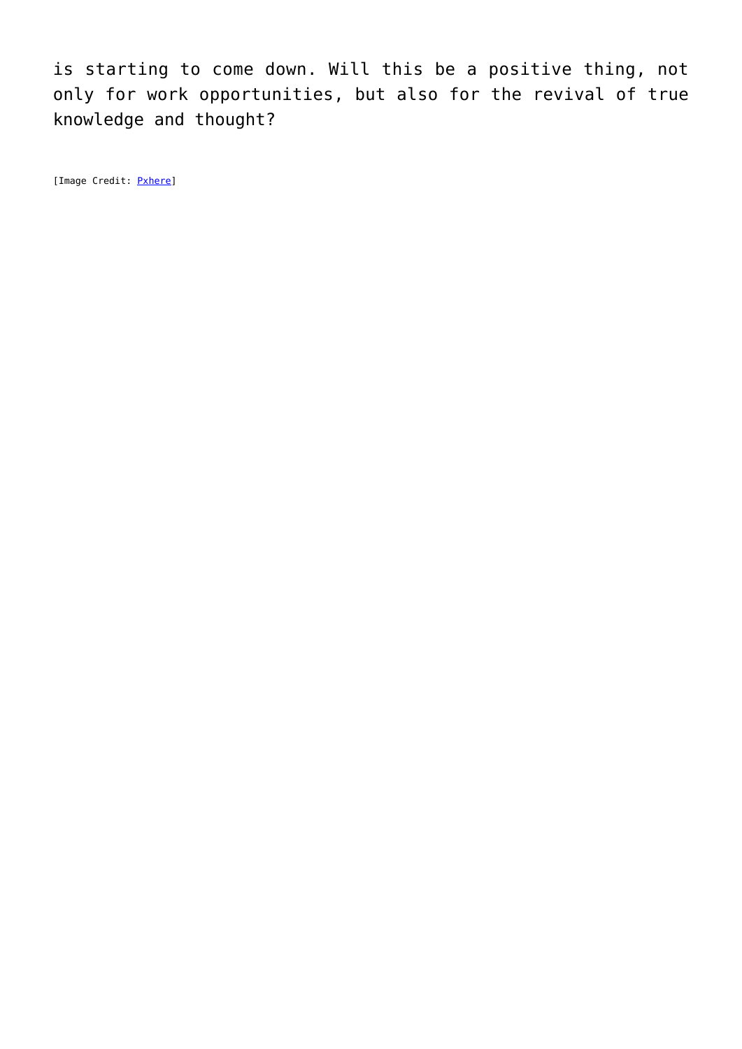is starting to come down. Will this be a positive thing, not only for work opportunities, but also for the revival of true knowledge and thought?

[Image Credit: Pxhere]